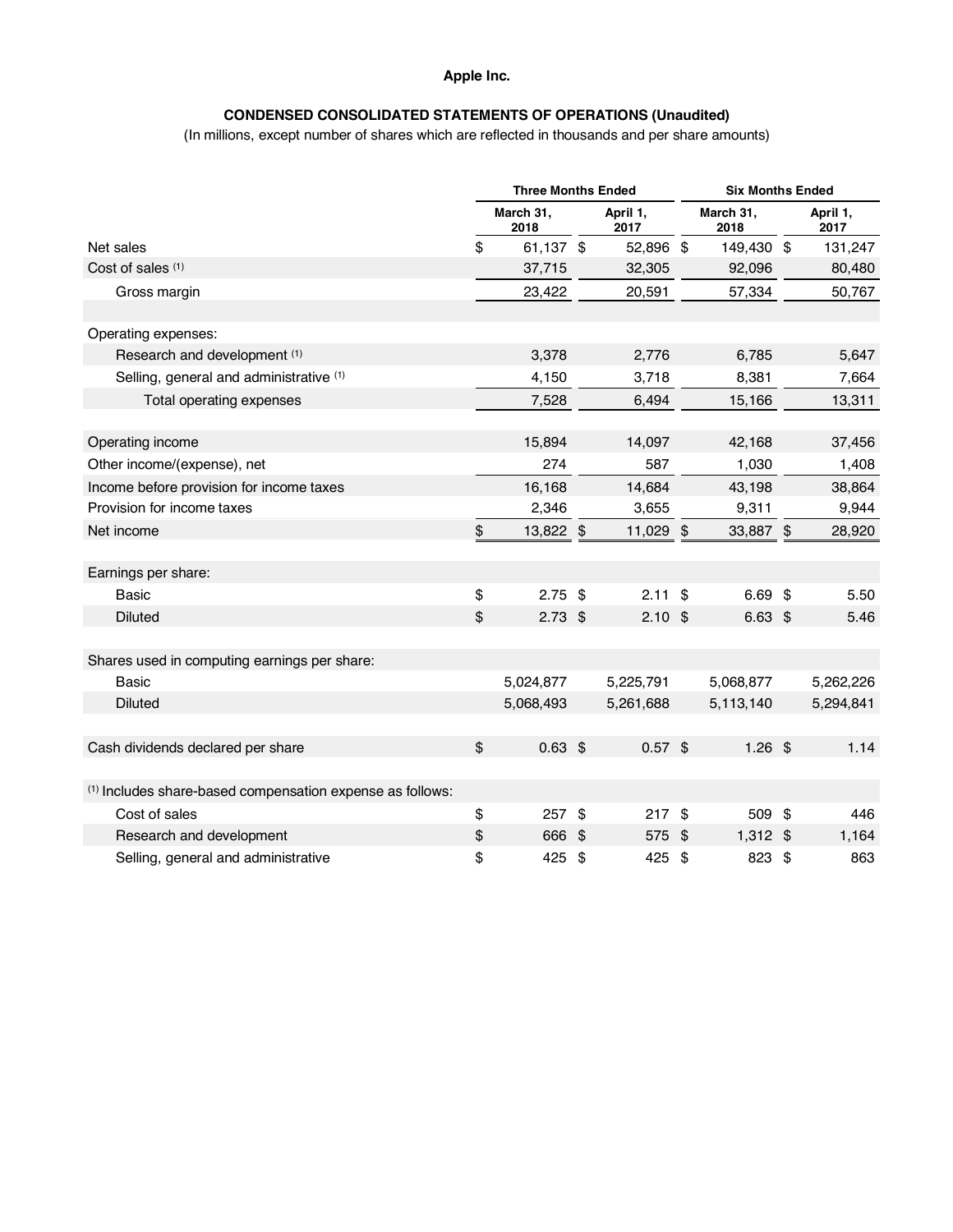**Apple Inc.**

**CONDENSED CONSOLIDATED STATEMENTS OF OPERATIONS (Unaudited)**

(In millions, except number of shares which are reflected in thousands and per share amounts)

| | Three Months Ended | | Six Months Ended | |
|---|---|---|---|---|
| | March 31, 2018 | April 1, 2017 | March 31, 2018 | April 1, 2017 |
| Net sales | $ 61,137 | $ 52,896 | $ 149,430 | $ 131,247 |
| Cost of sales (1) | 37,715 | 32,305 | 92,096 | 80,480 |
| Gross margin | 23,422 | 20,591 | 57,334 | 50,767 |
| | | | | |
| Operating expenses: | | | | |
| Research and development (1) | 3,378 | 2,776 | 6,785 | 5,647 |
| Selling, general and administrative (1) | 4,150 | 3,718 | 8,381 | 7,664 |
| Total operating expenses | 7,528 | 6,494 | 15,166 | 13,311 |
| | | | | |
| Operating income | 15,894 | 14,097 | 42,168 | 37,456 |
| Other income/(expense), net | 274 | 587 | 1,030 | 1,408 |
| Income before provision for income taxes | 16,168 | 14,684 | 43,198 | 38,864 |
| Provision for income taxes | 2,346 | 3,655 | 9,311 | 9,944 |
| Net income | $ 13,822 | $ 11,029 | $ 33,887 | $ 28,920 |
| | | | | |
| Earnings per share: | | | | |
| Basic | $ 2.75 | $ 2.11 | $ 6.69 | $ 5.50 |
| Diluted | $ 2.73 | $ 2.10 | $ 6.63 | $ 5.46 |
| | | | | |
| Shares used in computing earnings per share: | | | | |
| Basic | 5,024,877 | 5,225,791 | 5,068,877 | 5,262,226 |
| Diluted | 5,068,493 | 5,261,688 | 5,113,140 | 5,294,841 |
| | | | | |
| Cash dividends declared per share | $ 0.63 | $ 0.57 | $ 1.26 | $ 1.14 |
| | | | | |
| (1) Includes share-based compensation expense as follows: | | | | |
| Cost of sales | $ 257 | $ 217 | $ 509 | $ 446 |
| Research and development | $ 666 | $ 575 | $ 1,312 | $ 1,164 |
| Selling, general and administrative | $ 425 | $ 425 | $ 823 | $ 863 |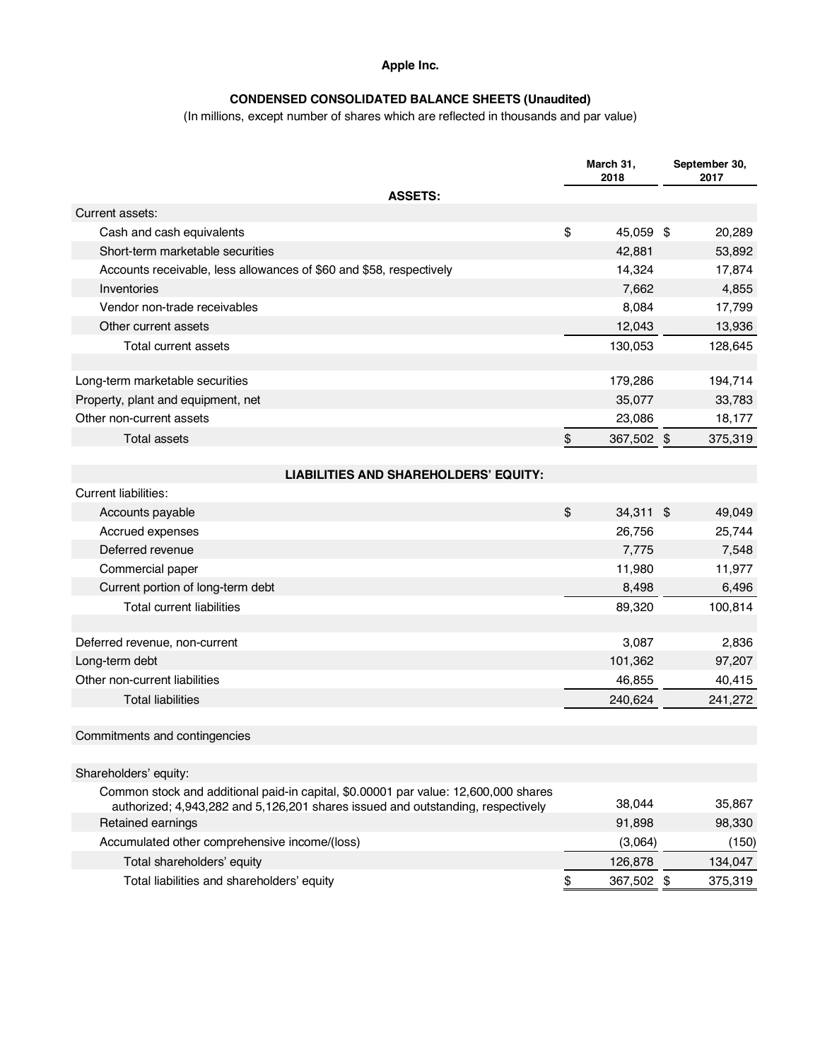# Apple Inc.

## CONDENSED CONSOLIDATED BALANCE SHEETS (Unaudited)

(In millions, except number of shares which are reflected in thousands and par value)

| | March 31, 2018 | September 30, 2017 |
|---|---|---|
| **ASSETS:** | | |
| Current assets: | | |
| Cash and cash equivalents | $ 45,059 | $ 20,289 |
| Short-term marketable securities | 42,881 | 53,892 |
| Accounts receivable, less allowances of $60 and $58, respectively | 14,324 | 17,874 |
| Inventories | 7,662 | 4,855 |
| Vendor non-trade receivables | 8,084 | 17,799 |
| Other current assets | 12,043 | 13,936 |
| Total current assets | 130,053 | 128,645 |
| | | |
| Long-term marketable securities | 179,286 | 194,714 |
| Property, plant and equipment, net | 35,077 | 33,783 |
| Other non-current assets | 23,086 | 18,177 |
| Total assets | $ 367,502 | $ 375,319 |
| | | |
| **LIABILITIES AND SHAREHOLDERS' EQUITY:** | | |
| Current liabilities: | | |
| Accounts payable | $ 34,311 | $ 49,049 |
| Accrued expenses | 26,756 | 25,744 |
| Deferred revenue | 7,775 | 7,548 |
| Commercial paper | 11,980 | 11,977 |
| Current portion of long-term debt | 8,498 | 6,496 |
| Total current liabilities | 89,320 | 100,814 |
| | | |
| Deferred revenue, non-current | 3,087 | 2,836 |
| Long-term debt | 101,362 | 97,207 |
| Other non-current liabilities | 46,855 | 40,415 |
| Total liabilities | 240,624 | 241,272 |
| | | |
| Commitments and contingencies | | |
| | | |
| Shareholders' equity: | | |
| Common stock and additional paid-in capital, $0.00001 par value: 12,600,000 shares authorized; 4,943,282 and 5,126,201 shares issued and outstanding, respectively | 38,044 | 35,867 |
| Retained earnings | 91,898 | 98,330 |
| Accumulated other comprehensive income/(loss) | (3,064) | (150) |
| Total shareholders' equity | 126,878 | 134,047 |
| Total liabilities and shareholders' equity | $ 367,502 | $ 375,319 |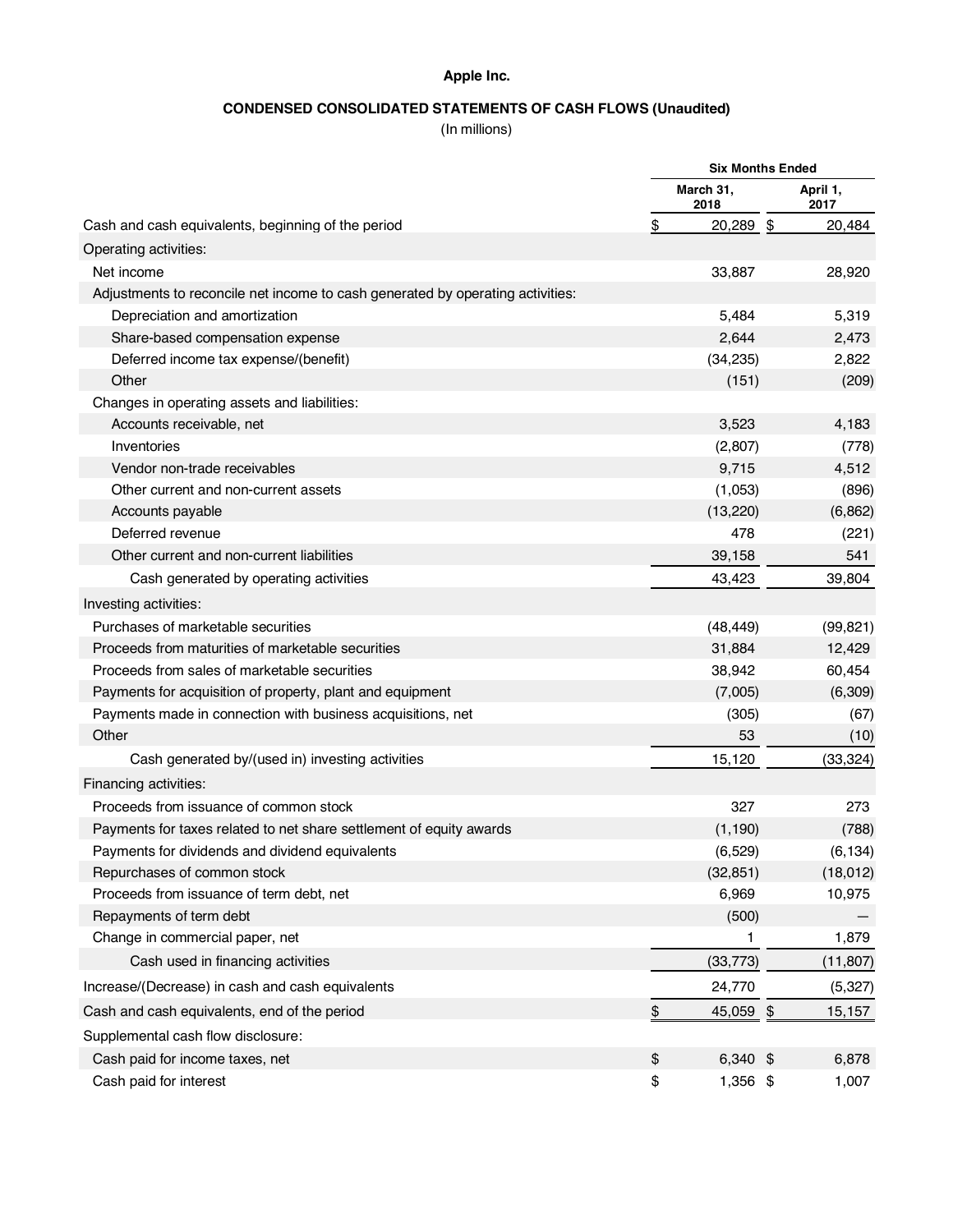# Apple Inc.

## CONDENSED CONSOLIDATED STATEMENTS OF CASH FLOWS (Unaudited)

(In millions)

| | Six Months Ended | |
|---|---|---|
| | March 31, 2018 | April 1, 2017 |
| Cash and cash equivalents, beginning of the period | $ 20,289 | $ 20,484 |
| Operating activities: | | |
| Net income | 33,887 | 28,920 |
| Adjustments to reconcile net income to cash generated by operating activities: | | |
| Depreciation and amortization | 5,484 | 5,319 |
| Share-based compensation expense | 2,644 | 2,473 |
| Deferred income tax expense/(benefit) | (34,235) | 2,822 |
| Other | (151) | (209) |
| Changes in operating assets and liabilities: | | |
| Accounts receivable, net | 3,523 | 4,183 |
| Inventories | (2,807) | (778) |
| Vendor non-trade receivables | 9,715 | 4,512 |
| Other current and non-current assets | (1,053) | (896) |
| Accounts payable | (13,220) | (6,862) |
| Deferred revenue | 478 | (221) |
| Other current and non-current liabilities | 39,158 | 541 |
| Cash generated by operating activities | 43,423 | 39,804 |
| Investing activities: | | |
| Purchases of marketable securities | (48,449) | (99,821) |
| Proceeds from maturities of marketable securities | 31,884 | 12,429 |
| Proceeds from sales of marketable securities | 38,942 | 60,454 |
| Payments for acquisition of property, plant and equipment | (7,005) | (6,309) |
| Payments made in connection with business acquisitions, net | (305) | (67) |
| Other | 53 | (10) |
| Cash generated by/(used in) investing activities | 15,120 | (33,324) |
| Financing activities: | | |
| Proceeds from issuance of common stock | 327 | 273 |
| Payments for taxes related to net share settlement of equity awards | (1,190) | (788) |
| Payments for dividends and dividend equivalents | (6,529) | (6,134) |
| Repurchases of common stock | (32,851) | (18,012) |
| Proceeds from issuance of term debt, net | 6,969 | 10,975 |
| Repayments of term debt | (500) | — |
| Change in commercial paper, net | 1 | 1,879 |
| Cash used in financing activities | (33,773) | (11,807) |
| Increase/(Decrease) in cash and cash equivalents | 24,770 | (5,327) |
| Cash and cash equivalents, end of the period | $ 45,059 | $ 15,157 |
| Supplemental cash flow disclosure: | | |
| Cash paid for income taxes, net | $ 6,340 | $ 6,878 |
| Cash paid for interest | $ 1,356 | $ 1,007 |